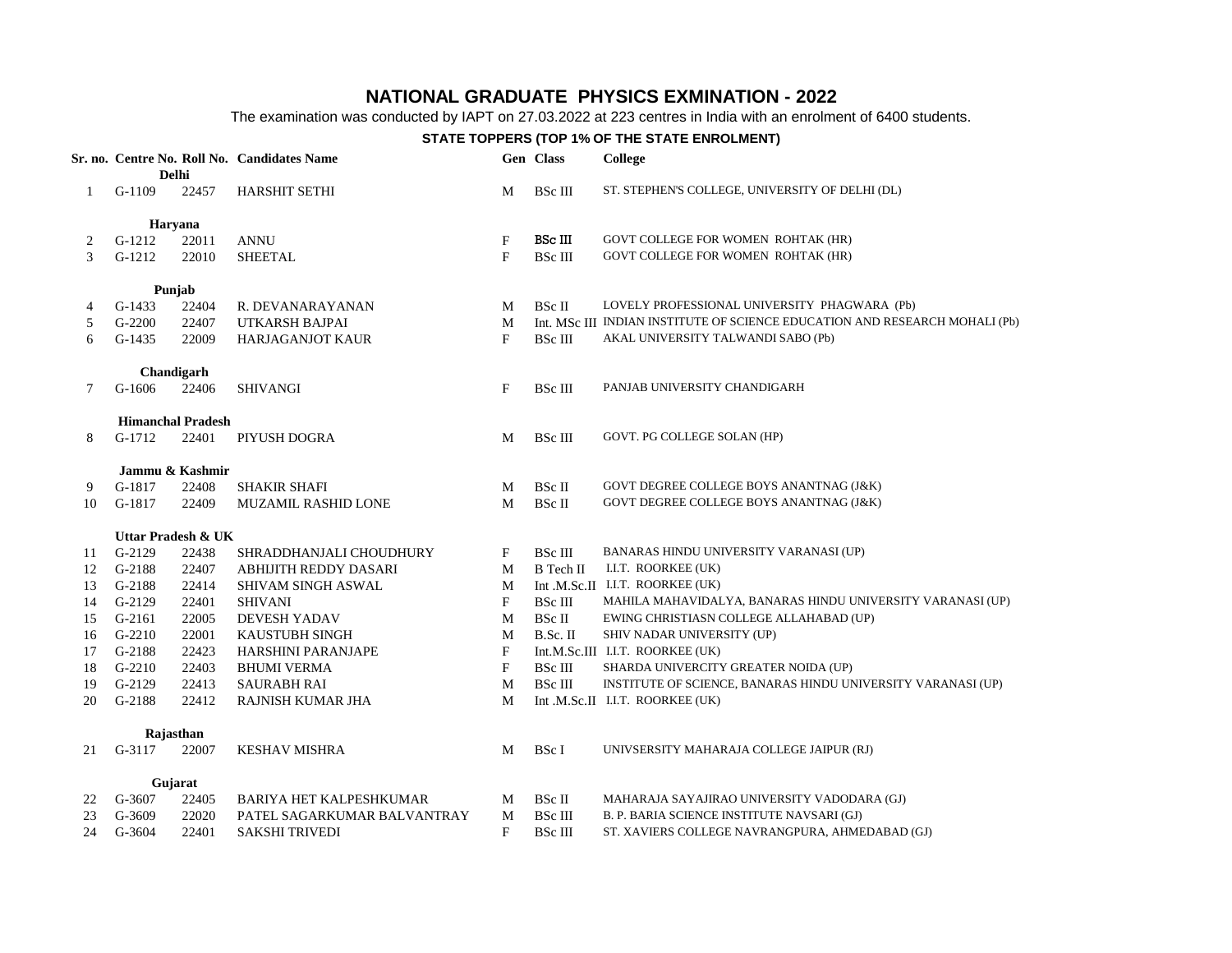# NATIONAL GRADUATE PHYSICS EXMINATION - 2022

The examination was conducted by IAPT on 27.03.2022 at 223 centres in India with an enrolment of 6400 students.

## STATE TOPPERS (TOP 1% OF THE STATE ENROLMENT)

| Sr. no. | Centre No. | Roll No. | Candidates Name | Gen | Class | College |
|---|---|---|---|---|---|---|
| | **Delhi** | | | | | |
| 1 | G-1109 | 22457 | HARSHIT SETHI | M | BSc III | ST. STEPHEN'S COLLEGE, UNIVERSITY OF DELHI (DL) |
| | **Haryana** | | | | | |
| 2 | G-1212 | 22011 | ANNU | F | BSc III | GOVT COLLEGE FOR WOMEN ROHTAK (HR) |
| 3 | G-1212 | 22010 | SHEETAL | F | BSc III | GOVT COLLEGE FOR WOMEN ROHTAK (HR) |
| | **Punjab** | | | | | |
| 4 | G-1433 | 22404 | R. DEVANARAYANAN | M | BSc II | LOVELY PROFESSIONAL UNIVERSITY PHAGWARA (Pb) |
| 5 | G-2200 | 22407 | UTKARSH BAJPAI | M | Int. MSc III | INDIAN INSTITUTE OF SCIENCE EDUCATION AND RESEARCH MOHALI (Pb) |
| 6 | G-1435 | 22009 | HARJAGANJOT KAUR | F | BSc III | AKAL UNIVERSITY TALWANDI SABO (Pb) |
| | **Chandigarh** | | | | | |
| 7 | G-1606 | 22406 | SHIVANGI | F | BSc III | PANJAB UNIVERSITY CHANDIGARH |
| | **Himanchal Pradesh** | | | | | |
| 8 | G-1712 | 22401 | PIYUSH DOGRA | M | BSc III | GOVT. PG COLLEGE SOLAN (HP) |
| | **Jammu & Kashmir** | | | | | |
| 9 | G-1817 | 22408 | SHAKIR SHAFI | M | BSc II | GOVT DEGREE COLLEGE BOYS ANANTNAG (J&K) |
| 10 | G-1817 | 22409 | MUZAMIL RASHID LONE | M | BSc II | GOVT DEGREE COLLEGE BOYS ANANTNAG (J&K) |
| | **Uttar Pradesh & UK** | | | | | |
| 11 | G-2129 | 22438 | SHRADDHANJALI CHOUDHURY | F | BSc III | BANARAS HINDU UNIVERSITY VARANASI (UP) |
| 12 | G-2188 | 22407 | ABHIJITH REDDY DASARI | M | B Tech II | I.I.T. ROORKEE (UK) |
| 13 | G-2188 | 22414 | SHIVAM SINGH ASWAL | M | Int .M.Sc.II | I.I.T. ROORKEE (UK) |
| 14 | G-2129 | 22401 | SHIVANI | F | BSc III | MAHILA MAHAVIDALYA, BANARAS HINDU UNIVERSITY VARANASI (UP) |
| 15 | G-2161 | 22005 | DEVESH YADAV | M | BSc II | EWING CHRISTIASN COLLEGE ALLAHABAD (UP) |
| 16 | G-2210 | 22001 | KAUSTUBH SINGH | M | B.Sc. II | SHIV NADAR UNIVERSITY (UP) |
| 17 | G-2188 | 22423 | HARSHINI PARANJAPE | F | Int.M.Sc.III | I.I.T. ROORKEE (UK) |
| 18 | G-2210 | 22403 | BHUMI VERMA | F | BSc III | SHARDA UNIVERCITY GREATER NOIDA (UP) |
| 19 | G-2129 | 22413 | SAURABH RAI | M | BSc III | INSTITUTE OF SCIENCE, BANARAS HINDU UNIVERSITY VARANASI (UP) |
| 20 | G-2188 | 22412 | RAJNISH KUMAR JHA | M | Int .M.Sc.II | I.I.T. ROORKEE (UK) |
| | **Rajasthan** | | | | | |
| 21 | G-3117 | 22007 | KESHAV MISHRA | M | BSc I | UNIVSERSITY MAHARAJA COLLEGE JAIPUR (RJ) |
| | **Gujarat** | | | | | |
| 22 | G-3607 | 22405 | BARIYA HET KALPESHKUMAR | M | BSc II | MAHARAJA SAYAJIRAO UNIVERSITY VADODARA (GJ) |
| 23 | G-3609 | 22020 | PATEL SAGARKUMAR BALVANTRAY | M | BSc III | B. P. BARIA SCIENCE INSTITUTE NAVSARI (GJ) |
| 24 | G-3604 | 22401 | SAKSHI TRIVEDI | F | BSc III | ST. XAVIERS COLLEGE NAVRANGPURA, AHMEDABAD (GJ) |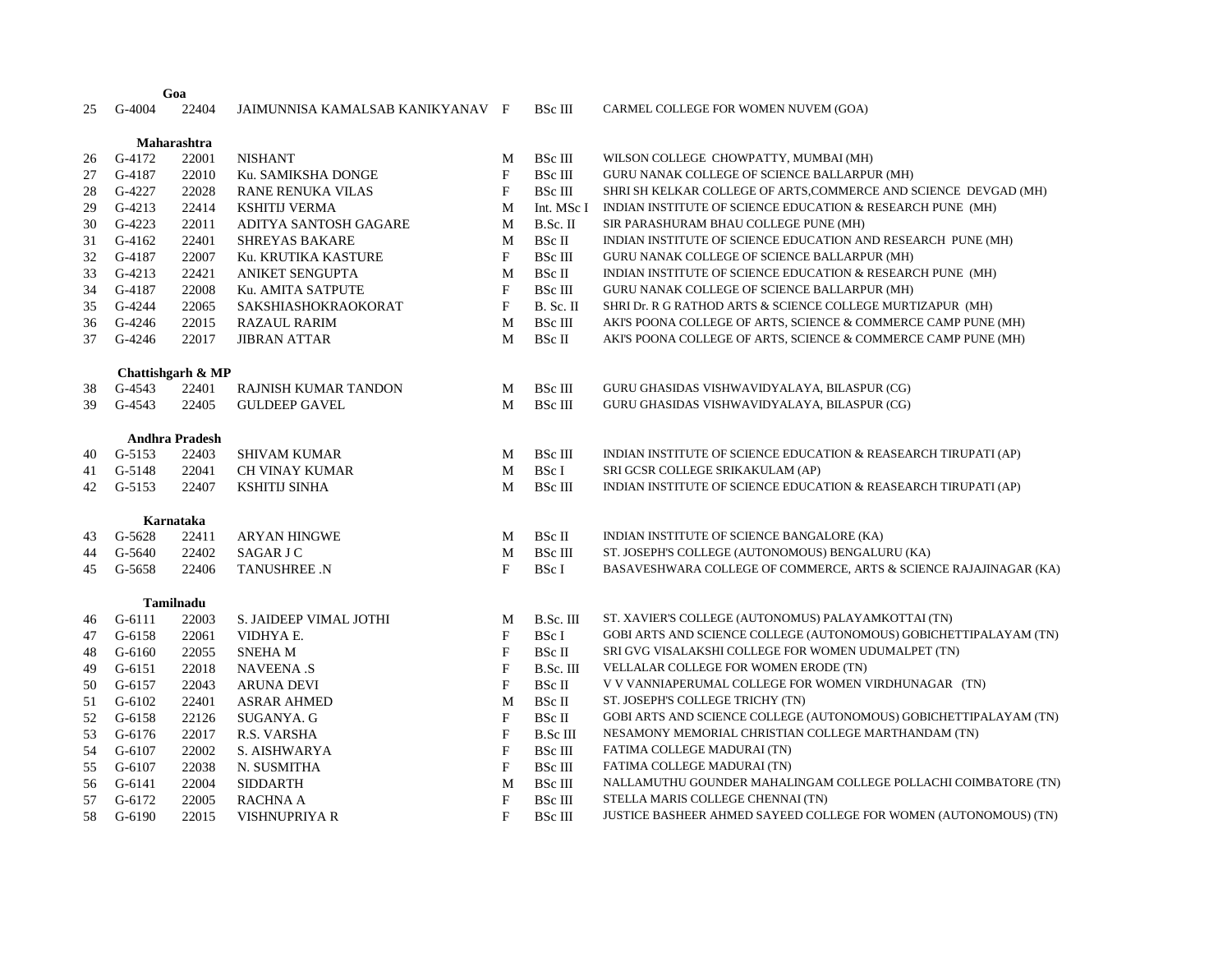| | | | | | | |
|---|---|---|---|---|---|---|
| | | **Goa** | | | | |
| 25 | G-4004 | 22404 | JAIMUNNISA KAMALSAB KANIKYANAV | F | BSc III | CARMEL COLLEGE FOR WOMEN NUVEM (GOA) |
| | | **Maharashtra** | | | | |
| 26 | G-4172 | 22001 | NISHANT | M | BSc III | WILSON COLLEGE CHOWPATTY, MUMBAI (MH) |
| 27 | G-4187 | 22010 | Ku. SAMIKSHA DONGE | F | BSc III | GURU NANAK COLLEGE OF SCIENCE BALLARPUR (MH) |
| 28 | G-4227 | 22028 | RANE RENUKA VILAS | F | BSc III | SHRI SH KELKAR COLLEGE OF ARTS,COMMERCE AND SCIENCE DEVGAD (MH) |
| 29 | G-4213 | 22414 | KSHITIJ VERMA | M | Int. MSc I | INDIAN INSTITUTE OF SCIENCE EDUCATION & RESEARCH PUNE (MH) |
| 30 | G-4223 | 22011 | ADITYA SANTOSH GAGARE | M | B.Sc. II | SIR PARASHURAM BHAU COLLEGE PUNE (MH) |
| 31 | G-4162 | 22401 | SHREYAS BAKARE | M | BSc II | INDIAN INSTITUTE OF SCIENCE EDUCATION AND RESEARCH PUNE (MH) |
| 32 | G-4187 | 22007 | Ku. KRUTIKA KASTURE | F | BSc III | GURU NANAK COLLEGE OF SCIENCE BALLARPUR (MH) |
| 33 | G-4213 | 22421 | ANIKET SENGUPTA | M | BSc II | INDIAN INSTITUTE OF SCIENCE EDUCATION & RESEARCH PUNE (MH) |
| 34 | G-4187 | 22008 | Ku. AMITA SATPUTE | F | BSc III | GURU NANAK COLLEGE OF SCIENCE BALLARPUR (MH) |
| 35 | G-4244 | 22065 | SAKSHIASHOKRAOKORAT | F | B. Sc. II | SHRI Dr. R G RATHOD ARTS & SCIENCE COLLEGE MURTIZAPUR (MH) |
| 36 | G-4246 | 22015 | RAZAUL RARIM | M | BSc III | AKI'S POONA COLLEGE OF ARTS, SCIENCE & COMMERCE CAMP PUNE (MH) |
| 37 | G-4246 | 22017 | JIBRAN ATTAR | M | BSc II | AKI'S POONA COLLEGE OF ARTS, SCIENCE & COMMERCE CAMP PUNE (MH) |
| | | **Chattishgarh & MP** | | | | |
| 38 | G-4543 | 22401 | RAJNISH KUMAR TANDON | M | BSc III | GURU GHASIDAS VISHWAVIDYALAYA, BILASPUR (CG) |
| 39 | G-4543 | 22405 | GULDEEP GAVEL | M | BSc III | GURU GHASIDAS VISHWAVIDYALAYA, BILASPUR (CG) |
| | | **Andhra Pradesh** | | | | |
| 40 | G-5153 | 22403 | SHIVAM KUMAR | M | BSc III | INDIAN INSTITUTE OF SCIENCE EDUCATION & REASEARCH TIRUPATI (AP) |
| 41 | G-5148 | 22041 | CH VINAY KUMAR | M | BSc I | SRI GCSR COLLEGE SRIKAKULAM (AP) |
| 42 | G-5153 | 22407 | KSHITIJ SINHA | M | BSc III | INDIAN INSTITUTE OF SCIENCE EDUCATION & REASEARCH TIRUPATI (AP) |
| | | **Karnataka** | | | | |
| 43 | G-5628 | 22411 | ARYAN HINGWE | M | BSc II | INDIAN INSTITUTE OF SCIENCE BANGALORE (KA) |
| 44 | G-5640 | 22402 | SAGAR J C | M | BSc III | ST. JOSEPH'S COLLEGE (AUTONOMOUS) BENGALURU (KA) |
| 45 | G-5658 | 22406 | TANUSHREE .N | F | BSc I | BASAVESHWARA COLLEGE OF COMMERCE, ARTS & SCIENCE RAJAJINAGAR (KA) |
| | | **Tamilnadu** | | | | |
| 46 | G-6111 | 22003 | S. JAIDEEP VIMAL JOTHI | M | B.Sc. III | ST. XAVIER'S COLLEGE (AUTONOMUS) PALAYAMKOTTAI (TN) |
| 47 | G-6158 | 22061 | VIDHYA E. | F | BSc I | GOBI ARTS AND SCIENCE COLLEGE (AUTONOMOUS) GOBICHETTIPALAYAM (TN) |
| 48 | G-6160 | 22055 | SNEHA M | F | BSc II | SRI GVG VISALAKSHI COLLEGE FOR WOMEN UDUMALPET (TN) |
| 49 | G-6151 | 22018 | NAVEENA .S | F | B.Sc. III | VELLALAR COLLEGE FOR WOMEN ERODE (TN) |
| 50 | G-6157 | 22043 | ARUNA DEVI | F | BSc II | V V VANNIAPERUMAL COLLEGE FOR WOMEN VIRDHUNAGAR (TN) |
| 51 | G-6102 | 22401 | ASRAR AHMED | M | BSc II | ST. JOSEPH'S COLLEGE TRICHY (TN) |
| 52 | G-6158 | 22126 | SUGANYA. G | F | BSc II | GOBI ARTS AND SCIENCE COLLEGE (AUTONOMOUS) GOBICHETTIPALAYAM (TN) |
| 53 | G-6176 | 22017 | R.S. VARSHA | F | B.Sc III | NESAMONY MEMORIAL CHRISTIAN COLLEGE MARTHANDAM (TN) |
| 54 | G-6107 | 22002 | S. AISHWARYA | F | BSc III | FATIMA COLLEGE MADURAI (TN) |
| 55 | G-6107 | 22038 | N. SUSMITHA | F | BSc III | FATIMA COLLEGE MADURAI (TN) |
| 56 | G-6141 | 22004 | SIDDARTH | M | BSc III | NALLAMUTHU GOUNDER MAHALINGAM COLLEGE POLLACHI COIMBATORE (TN) |
| 57 | G-6172 | 22005 | RACHNA A | F | BSc III | STELLA MARIS COLLEGE CHENNAI (TN) |
| 58 | G-6190 | 22015 | VISHNUPRIYA R | F | BSc III | JUSTICE BASHEER AHMED SAYEED COLLEGE FOR WOMEN (AUTONOMOUS) (TN) |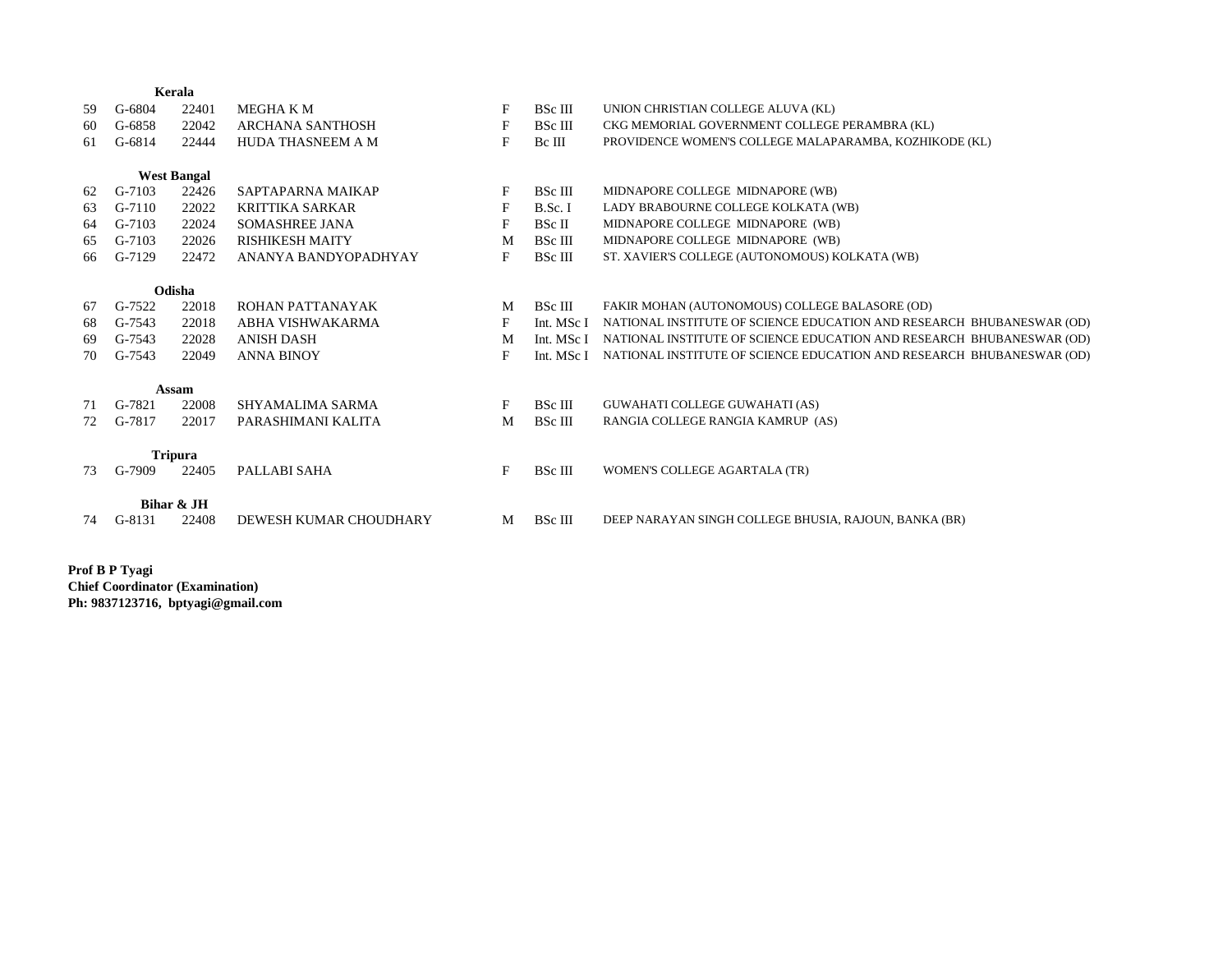| | | | | | | |
|---|---|---|---|---|---|---|
| | | **Kerala** | | | | |
| 59 | G-6804 | 22401 | MEGHA K M | F | BSc III | UNION CHRISTIAN COLLEGE ALUVA (KL) |
| 60 | G-6858 | 22042 | ARCHANA SANTHOSH | F | BSc III | CKG MEMORIAL GOVERNMENT COLLEGE PERAMBRA (KL) |
| 61 | G-6814 | 22444 | HUDA THASNEEM A M | F | Bc III | PROVIDENCE WOMEN'S COLLEGE MALAPARAMBA, KOZHIKODE (KL) |
| | | **West Bangal** | | | | |
| 62 | G-7103 | 22426 | SAPTAPARNA MAIKAP | F | BSc III | MIDNAPORE COLLEGE MIDNAPORE (WB) |
| 63 | G-7110 | 22022 | KRITTIKA SARKAR | F | B.Sc. I | LADY BRABOURNE COLLEGE KOLKATA (WB) |
| 64 | G-7103 | 22024 | SOMASHREE JANA | F | BSc II | MIDNAPORE COLLEGE MIDNAPORE (WB) |
| 65 | G-7103 | 22026 | RISHIKESH MAITY | M | BSc III | MIDNAPORE COLLEGE MIDNAPORE (WB) |
| 66 | G-7129 | 22472 | ANANYA BANDYOPADHYAY | F | BSc III | ST. XAVIER'S COLLEGE (AUTONOMOUS) KOLKATA (WB) |
| | | **Odisha** | | | | |
| 67 | G-7522 | 22018 | ROHAN PATTANAYAK | M | BSc III | FAKIR MOHAN (AUTONOMOUS) COLLEGE BALASORE (OD) |
| 68 | G-7543 | 22018 | ABHA VISHWAKARMA | F | Int. MSc I | NATIONAL INSTITUTE OF SCIENCE EDUCATION AND RESEARCH BHUBANESWAR (OD) |
| 69 | G-7543 | 22028 | ANISH DASH | M | Int. MSc I | NATIONAL INSTITUTE OF SCIENCE EDUCATION AND RESEARCH BHUBANESWAR (OD) |
| 70 | G-7543 | 22049 | ANNA BINOY | F | Int. MSc I | NATIONAL INSTITUTE OF SCIENCE EDUCATION AND RESEARCH BHUBANESWAR (OD) |
| | | **Assam** | | | | |
| 71 | G-7821 | 22008 | SHYAMALIMA SARMA | F | BSc III | GUWAHATI COLLEGE GUWAHATI (AS) |
| 72 | G-7817 | 22017 | PARASHIMANI KALITA | M | BSc III | RANGIA COLLEGE RANGIA KAMRUP (AS) |
| | | **Tripura** | | | | |
| 73 | G-7909 | 22405 | PALLABI SAHA | F | BSc III | WOMEN'S COLLEGE AGARTALA (TR) |
| | | **Bihar & JH** | | | | |
| 74 | G-8131 | 22408 | DEWESH KUMAR CHOUDHARY | M | BSc III | DEEP NARAYAN SINGH COLLEGE BHUSIA, RAJOUN, BANKA (BR) |

**Prof B P Tyagi**
**Chief Coordinator (Examination)**
**Ph: 9837123716, bptyagi@gmail.com**